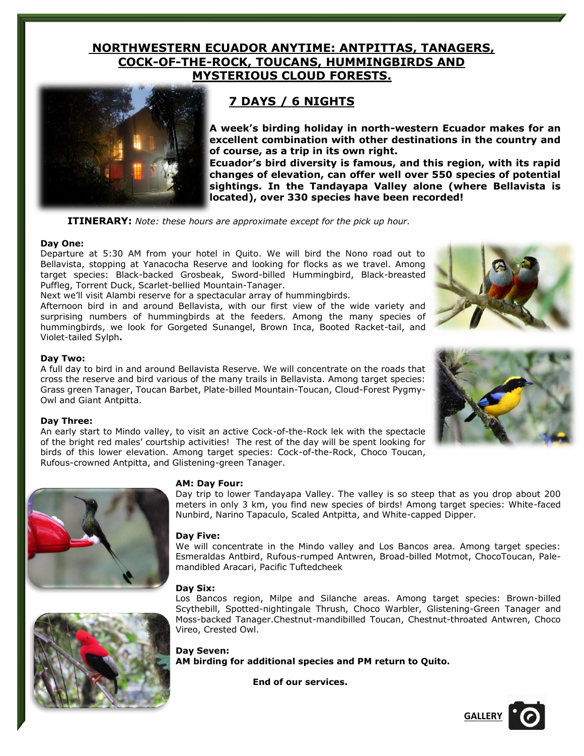# NORTHWESTERN ECUADOR ANYTIME: ANTPITTAS, TANAGERS, COCK-OF-THE-ROCK, TOUCANS, HUMMINGBIRDS AND MYSTERIOUS CLOUD FORESTS.

## 7 DAYS / 6 NIGHTS

**A week's birding holiday in north-western Ecuador makes for an excellent combination with other destinations in the country and of course, as a trip in its own right.**

**Ecuador's bird diversity is famous, and this region, with its rapid changes of elevation, can offer well over 550 species of potential sightings. In the Tandayapa Valley alone (where Bellavista is located), over 330 species have been recorded!**

**ITINERARY:** *Note: these hours are approximate except for the pick up hour.*

**Day One:**
Departure at 5:30 AM from your hotel in Quito. We will bird the Nono road out to Bellavista, stopping at Yanacocha Reserve and looking for flocks as we travel. Among target species: Black-backed Grosbeak, Sword-billed Hummingbird, Black-breasted Puffleg, Torrent Duck, Scarlet-bellied Mountain-Tanager.
Next we'll visit Alambi reserve for a spectacular array of hummingbirds.
Afternoon bird in and around Bellavista, with our first view of the wide variety and surprising numbers of hummingbirds at the feeders. Among the many species of hummingbirds, we look for Gorgeted Sunangel, Brown Inca, Booted Racket-tail, and Violet-tailed Sylph**.**

**Day Two:**
A full day to bird in and around Bellavista Reserve. We will concentrate on the roads that cross the reserve and bird various of the many trails in Bellavista. Among target species: Grass green Tanager, Toucan Barbet, Plate-billed Mountain-Toucan, Cloud-Forest Pygmy-Owl and Giant Antpitta.

**Day Three:**
An early start to Mindo valley, to visit an active Cock-of-the-Rock lek with the spectacle of the bright red males' courtship activities! The rest of the day will be spent looking for birds of this lower elevation. Among target species: Cock-of-the-Rock, Choco Toucan, Rufous-crowned Antpitta, and Glistening-green Tanager.

**AM: Day Four:**
Day trip to lower Tandayapa Valley. The valley is so steep that as you drop about 200 meters in only 3 km, you find new species of birds! Among target species: White-faced Nunbird, Narino Tapaculo, Scaled Antpitta, and White-capped Dipper.

**Day Five:**
We will concentrate in the Mindo valley and Los Bancos area. Among target species: Esmeraldas Antbird, Rufous-rumped Antwren, Broad-billed Motmot, ChocoToucan, Pale-mandibled Aracari, Pacific Tuftedcheek

**Day Six:**
Los Bancos region, Milpe and Silanche areas. Among target species: Brown-billed Scythebill, Spotted-nightingale Thrush, Choco Warbler, Glistening-Green Tanager and Moss-backed Tanager.Chestnut-mandibilled Toucan, Chestnut-throated Antwren, Choco Vireo, Crested Owl.

**Day Seven:**
**AM birding for additional species and PM return to Quito.**

**End of our services.**

GALLERY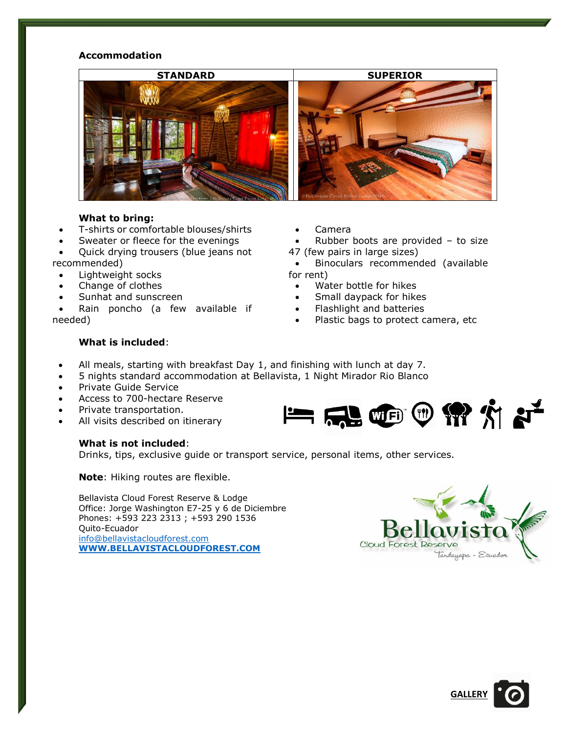**Accommodation**

| STANDARD | SUPERIOR |
|---|---|

**What to bring:**

- T-shirts or comfortable blouses/shirts
- Sweater or fleece for the evenings
- Quick drying trousers (blue jeans not recommended)
- Lightweight socks
- Change of clothes
- Sunhat and sunscreen
- Rain poncho (a few available if needed)
- Camera
- Rubber boots are provided – to size 47 (few pairs in large sizes)
- Binoculars recommended (available for rent)
- Water bottle for hikes
- Small daypack for hikes
- Flashlight and batteries
- Plastic bags to protect camera, etc

**What is included**:

- All meals, starting with breakfast Day 1, and finishing with lunch at day 7.
- 5 nights standard accommodation at Bellavista, 1 Night Mirador Rio Blanco
- Private Guide Service
- Access to 700-hectare Reserve
- Private transportation.
- All visits described on itinerary

**What is not included**:
Drinks, tips, exclusive guide or transport service, personal items, other services.

**Note**: Hiking routes are flexible.

Bellavista Cloud Forest Reserve & Lodge
Office: Jorge Washington E7-25 y 6 de Diciembre
Phones: +593 223 2313 ; +593 290 1536
Quito-Ecuador
info@bellavistacloudforest.com
**WWW.BELLAVISTACLOUDFOREST.COM**

Bellavista
Cloud Forest Reserve
Tandayapa - Ecuador

**GALLERY**